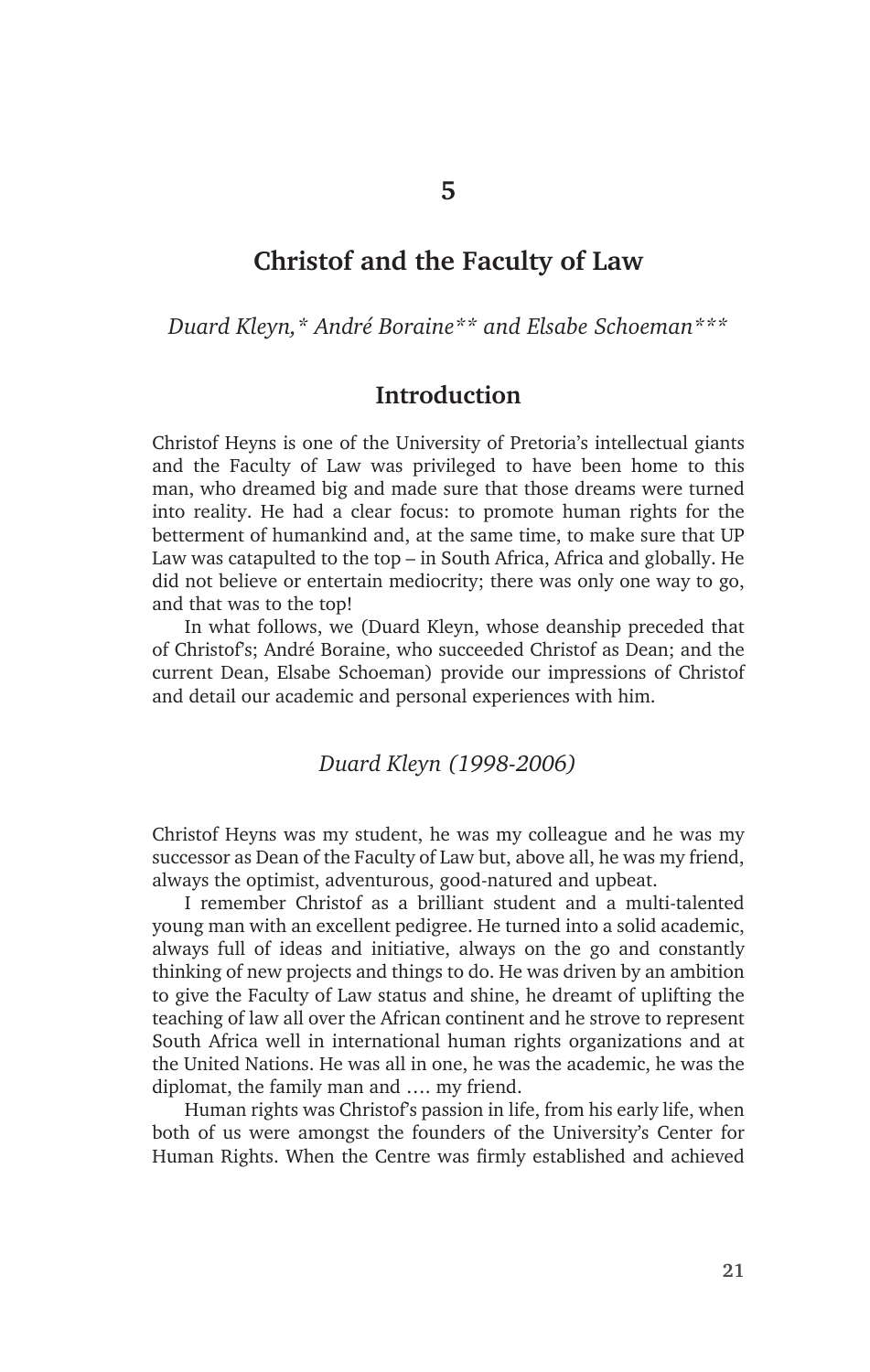# 5

# Christof and the Faculty of Law

*Duard Kleyn,* André Boraine** and Elsabe Schoeman****

## Introduction

Christof Heyns is one of the University of Pretoria's intellectual giants and the Faculty of Law was privileged to have been home to this man, who dreamed big and made sure that those dreams were turned into reality. He had a clear focus: to promote human rights for the betterment of humankind and, at the same time, to make sure that UP Law was catapulted to the top – in South Africa, Africa and globally. He did not believe or entertain mediocrity; there was only one way to go, and that was to the top!

In what follows, we (Duard Kleyn, whose deanship preceded that of Christof's; André Boraine, who succeeded Christof as Dean; and the current Dean, Elsabe Schoeman) provide our impressions of Christof and detail our academic and personal experiences with him.

### *Duard Kleyn (1998-2006)*

Christof Heyns was my student, he was my colleague and he was my successor as Dean of the Faculty of Law but, above all, he was my friend, always the optimist, adventurous, good-natured and upbeat.

I remember Christof as a brilliant student and a multi-talented young man with an excellent pedigree. He turned into a solid academic, always full of ideas and initiative, always on the go and constantly thinking of new projects and things to do. He was driven by an ambition to give the Faculty of Law status and shine, he dreamt of uplifting the teaching of law all over the African continent and he strove to represent South Africa well in international human rights organizations and at the United Nations. He was all in one, he was the academic, he was the diplomat, the family man and …. my friend.

Human rights was Christof's passion in life, from his early life, when both of us were amongst the founders of the University's Center for Human Rights. When the Centre was firmly established and achieved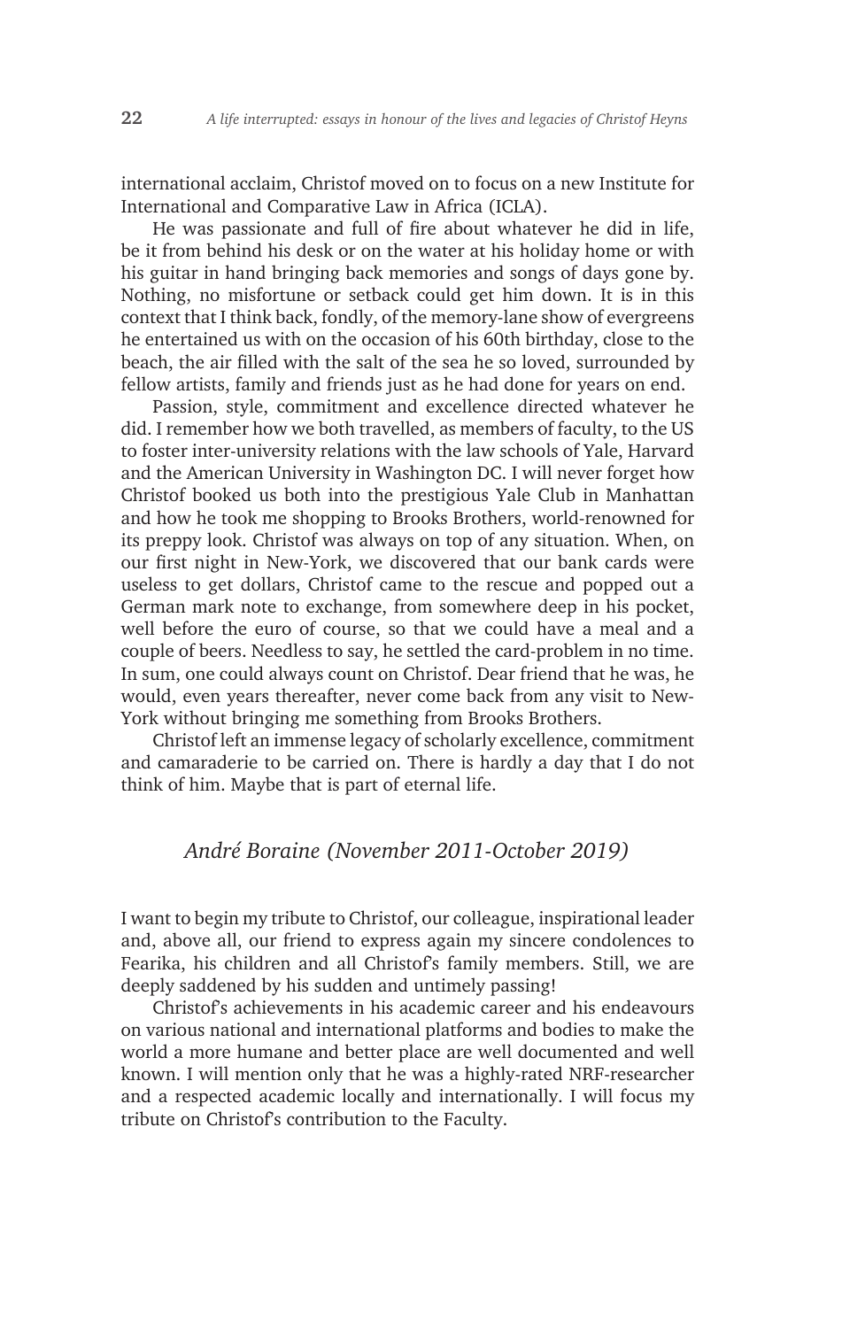international acclaim, Christof moved on to focus on a new Institute for International and Comparative Law in Africa (ICLA).

He was passionate and full of fire about whatever he did in life, be it from behind his desk or on the water at his holiday home or with his guitar in hand bringing back memories and songs of days gone by. Nothing, no misfortune or setback could get him down. It is in this context that I think back, fondly, of the memory-lane show of evergreens he entertained us with on the occasion of his 60th birthday, close to the beach, the air filled with the salt of the sea he so loved, surrounded by fellow artists, family and friends just as he had done for years on end.

Passion, style, commitment and excellence directed whatever he did. I remember how we both travelled, as members of faculty, to the US to foster inter-university relations with the law schools of Yale, Harvard and the American University in Washington DC. I will never forget how Christof booked us both into the prestigious Yale Club in Manhattan and how he took me shopping to Brooks Brothers, world-renowned for its preppy look. Christof was always on top of any situation. When, on our first night in New-York, we discovered that our bank cards were useless to get dollars, Christof came to the rescue and popped out a German mark note to exchange, from somewhere deep in his pocket, well before the euro of course, so that we could have a meal and a couple of beers. Needless to say, he settled the card-problem in no time. In sum, one could always count on Christof. Dear friend that he was, he would, even years thereafter, never come back from any visit to New-York without bringing me something from Brooks Brothers.

Christof left an immense legacy of scholarly excellence, commitment and camaraderie to be carried on. There is hardly a day that I do not think of him. Maybe that is part of eternal life.

### *André Boraine (November 2011-October 2019)*

I want to begin my tribute to Christof, our colleague, inspirational leader and, above all, our friend to express again my sincere condolences to Fearika, his children and all Christof's family members. Still, we are deeply saddened by his sudden and untimely passing!

Christof's achievements in his academic career and his endeavours on various national and international platforms and bodies to make the world a more humane and better place are well documented and well known. I will mention only that he was a highly-rated NRF-researcher and a respected academic locally and internationally. I will focus my tribute on Christof's contribution to the Faculty.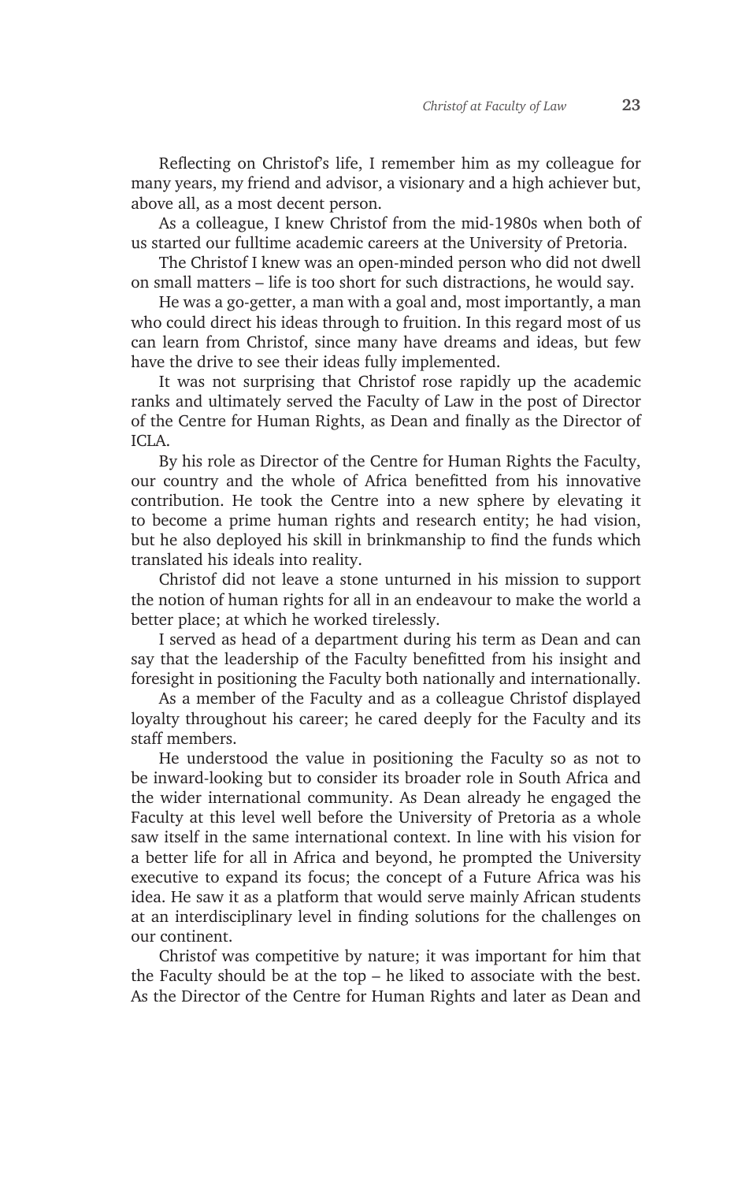Reflecting on Christof's life, I remember him as my colleague for many years, my friend and advisor, a visionary and a high achiever but, above all, as a most decent person.

As a colleague, I knew Christof from the mid-1980s when both of us started our fulltime academic careers at the University of Pretoria.

The Christof I knew was an open-minded person who did not dwell on small matters – life is too short for such distractions, he would say.

He was a go-getter, a man with a goal and, most importantly, a man who could direct his ideas through to fruition. In this regard most of us can learn from Christof, since many have dreams and ideas, but few have the drive to see their ideas fully implemented.

It was not surprising that Christof rose rapidly up the academic ranks and ultimately served the Faculty of Law in the post of Director of the Centre for Human Rights, as Dean and finally as the Director of ICLA.

By his role as Director of the Centre for Human Rights the Faculty, our country and the whole of Africa benefitted from his innovative contribution. He took the Centre into a new sphere by elevating it to become a prime human rights and research entity; he had vision, but he also deployed his skill in brinkmanship to find the funds which translated his ideals into reality.

Christof did not leave a stone unturned in his mission to support the notion of human rights for all in an endeavour to make the world a better place; at which he worked tirelessly.

I served as head of a department during his term as Dean and can say that the leadership of the Faculty benefitted from his insight and foresight in positioning the Faculty both nationally and internationally.

As a member of the Faculty and as a colleague Christof displayed loyalty throughout his career; he cared deeply for the Faculty and its staff members.

He understood the value in positioning the Faculty so as not to be inward-looking but to consider its broader role in South Africa and the wider international community. As Dean already he engaged the Faculty at this level well before the University of Pretoria as a whole saw itself in the same international context. In line with his vision for a better life for all in Africa and beyond, he prompted the University executive to expand its focus; the concept of a Future Africa was his idea. He saw it as a platform that would serve mainly African students at an interdisciplinary level in finding solutions for the challenges on our continent.

Christof was competitive by nature; it was important for him that the Faculty should be at the top – he liked to associate with the best. As the Director of the Centre for Human Rights and later as Dean and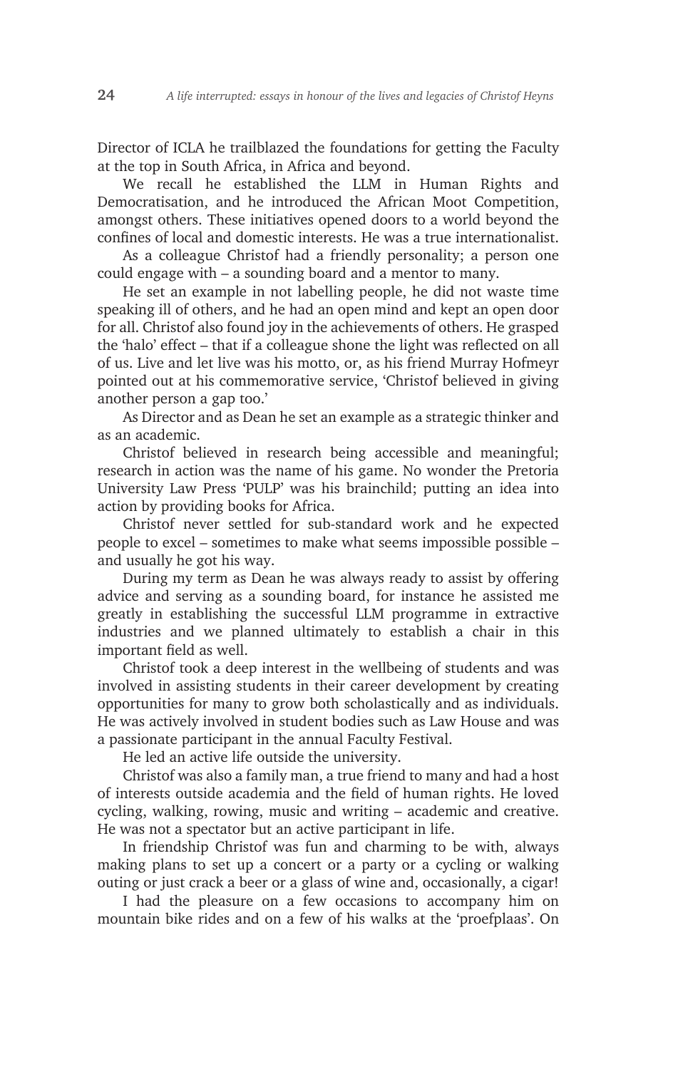Director of ICLA he trailblazed the foundations for getting the Faculty at the top in South Africa, in Africa and beyond.

We recall he established the LLM in Human Rights and Democratisation, and he introduced the African Moot Competition, amongst others. These initiatives opened doors to a world beyond the confines of local and domestic interests. He was a true internationalist.

As a colleague Christof had a friendly personality; a person one could engage with – a sounding board and a mentor to many.

He set an example in not labelling people, he did not waste time speaking ill of others, and he had an open mind and kept an open door for all. Christof also found joy in the achievements of others. He grasped the 'halo' effect – that if a colleague shone the light was reflected on all of us. Live and let live was his motto, or, as his friend Murray Hofmeyr pointed out at his commemorative service, 'Christof believed in giving another person a gap too.'

As Director and as Dean he set an example as a strategic thinker and as an academic.

Christof believed in research being accessible and meaningful; research in action was the name of his game. No wonder the Pretoria University Law Press 'PULP' was his brainchild; putting an idea into action by providing books for Africa.

Christof never settled for sub-standard work and he expected people to excel – sometimes to make what seems impossible possible – and usually he got his way.

During my term as Dean he was always ready to assist by offering advice and serving as a sounding board, for instance he assisted me greatly in establishing the successful LLM programme in extractive industries and we planned ultimately to establish a chair in this important field as well.

Christof took a deep interest in the wellbeing of students and was involved in assisting students in their career development by creating opportunities for many to grow both scholastically and as individuals. He was actively involved in student bodies such as Law House and was a passionate participant in the annual Faculty Festival.

He led an active life outside the university.

Christof was also a family man, a true friend to many and had a host of interests outside academia and the field of human rights. He loved cycling, walking, rowing, music and writing – academic and creative. He was not a spectator but an active participant in life.

In friendship Christof was fun and charming to be with, always making plans to set up a concert or a party or a cycling or walking outing or just crack a beer or a glass of wine and, occasionally, a cigar!

I had the pleasure on a few occasions to accompany him on mountain bike rides and on a few of his walks at the 'proefplaas'. On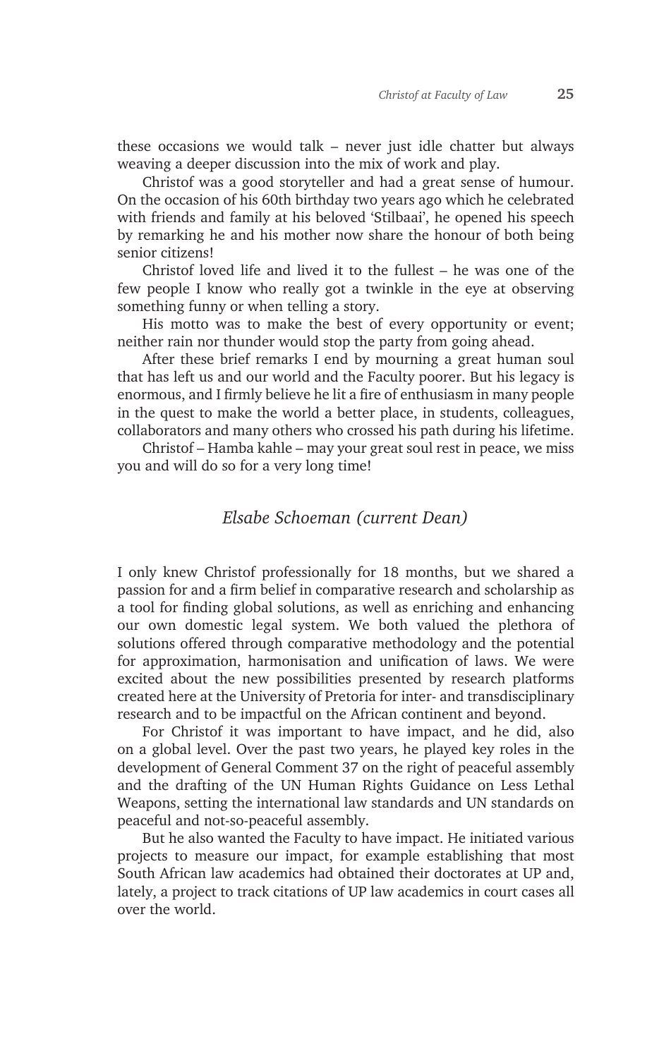these occasions we would talk – never just idle chatter but always weaving a deeper discussion into the mix of work and play.

Christof was a good storyteller and had a great sense of humour. On the occasion of his 60th birthday two years ago which he celebrated with friends and family at his beloved 'Stilbaai', he opened his speech by remarking he and his mother now share the honour of both being senior citizens!

Christof loved life and lived it to the fullest – he was one of the few people I know who really got a twinkle in the eye at observing something funny or when telling a story.

His motto was to make the best of every opportunity or event; neither rain nor thunder would stop the party from going ahead.

After these brief remarks I end by mourning a great human soul that has left us and our world and the Faculty poorer. But his legacy is enormous, and I firmly believe he lit a fire of enthusiasm in many people in the quest to make the world a better place, in students, colleagues, collaborators and many others who crossed his path during his lifetime.

Christof – Hamba kahle – may your great soul rest in peace, we miss you and will do so for a very long time!

## *Elsabe Schoeman (current Dean)*

I only knew Christof professionally for 18 months, but we shared a passion for and a firm belief in comparative research and scholarship as a tool for finding global solutions, as well as enriching and enhancing our own domestic legal system. We both valued the plethora of solutions offered through comparative methodology and the potential for approximation, harmonisation and unification of laws. We were excited about the new possibilities presented by research platforms created here at the University of Pretoria for inter- and transdisciplinary research and to be impactful on the African continent and beyond.

For Christof it was important to have impact, and he did, also on a global level. Over the past two years, he played key roles in the development of General Comment 37 on the right of peaceful assembly and the drafting of the UN Human Rights Guidance on Less Lethal Weapons, setting the international law standards and UN standards on peaceful and not-so-peaceful assembly.

But he also wanted the Faculty to have impact. He initiated various projects to measure our impact, for example establishing that most South African law academics had obtained their doctorates at UP and, lately, a project to track citations of UP law academics in court cases all over the world.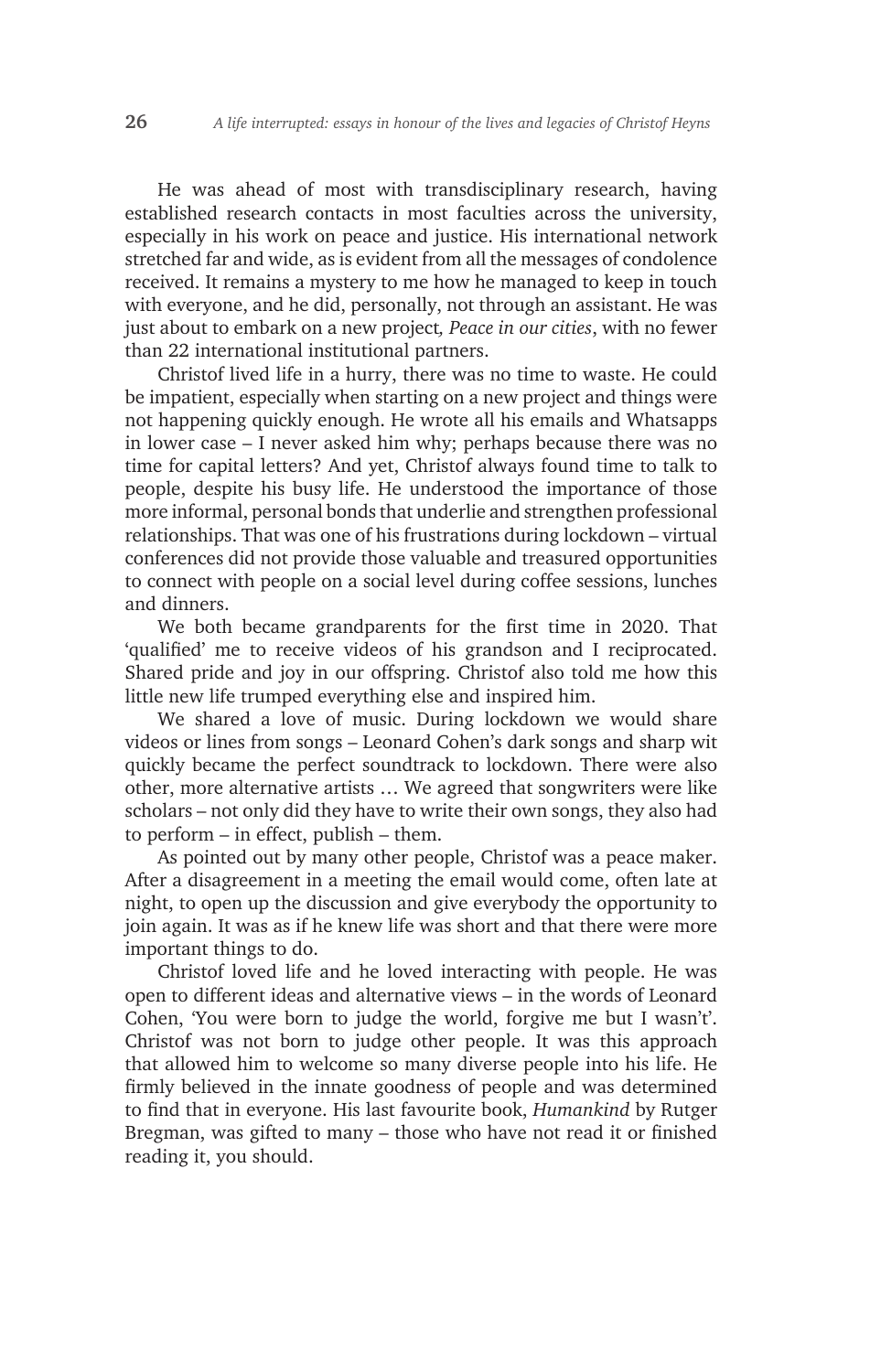He was ahead of most with transdisciplinary research, having established research contacts in most faculties across the university, especially in his work on peace and justice. His international network stretched far and wide, as is evident from all the messages of condolence received. It remains a mystery to me how he managed to keep in touch with everyone, and he did, personally, not through an assistant. He was just about to embark on a new project*, Peace in our cities*, with no fewer than 22 international institutional partners.

Christof lived life in a hurry, there was no time to waste. He could be impatient, especially when starting on a new project and things were not happening quickly enough. He wrote all his emails and Whatsapps in lower case – I never asked him why; perhaps because there was no time for capital letters? And yet, Christof always found time to talk to people, despite his busy life. He understood the importance of those more informal, personal bonds that underlie and strengthen professional relationships. That was one of his frustrations during lockdown – virtual conferences did not provide those valuable and treasured opportunities to connect with people on a social level during coffee sessions, lunches and dinners.

We both became grandparents for the first time in 2020. That 'qualified' me to receive videos of his grandson and I reciprocated. Shared pride and joy in our offspring. Christof also told me how this little new life trumped everything else and inspired him.

We shared a love of music. During lockdown we would share videos or lines from songs – Leonard Cohen's dark songs and sharp wit quickly became the perfect soundtrack to lockdown. There were also other, more alternative artists … We agreed that songwriters were like scholars – not only did they have to write their own songs, they also had to perform – in effect, publish – them.

As pointed out by many other people, Christof was a peace maker. After a disagreement in a meeting the email would come, often late at night, to open up the discussion and give everybody the opportunity to join again. It was as if he knew life was short and that there were more important things to do.

Christof loved life and he loved interacting with people. He was open to different ideas and alternative views – in the words of Leonard Cohen, 'You were born to judge the world, forgive me but I wasn't'. Christof was not born to judge other people. It was this approach that allowed him to welcome so many diverse people into his life. He firmly believed in the innate goodness of people and was determined to find that in everyone. His last favourite book, *Humankind* by Rutger Bregman, was gifted to many – those who have not read it or finished reading it, you should.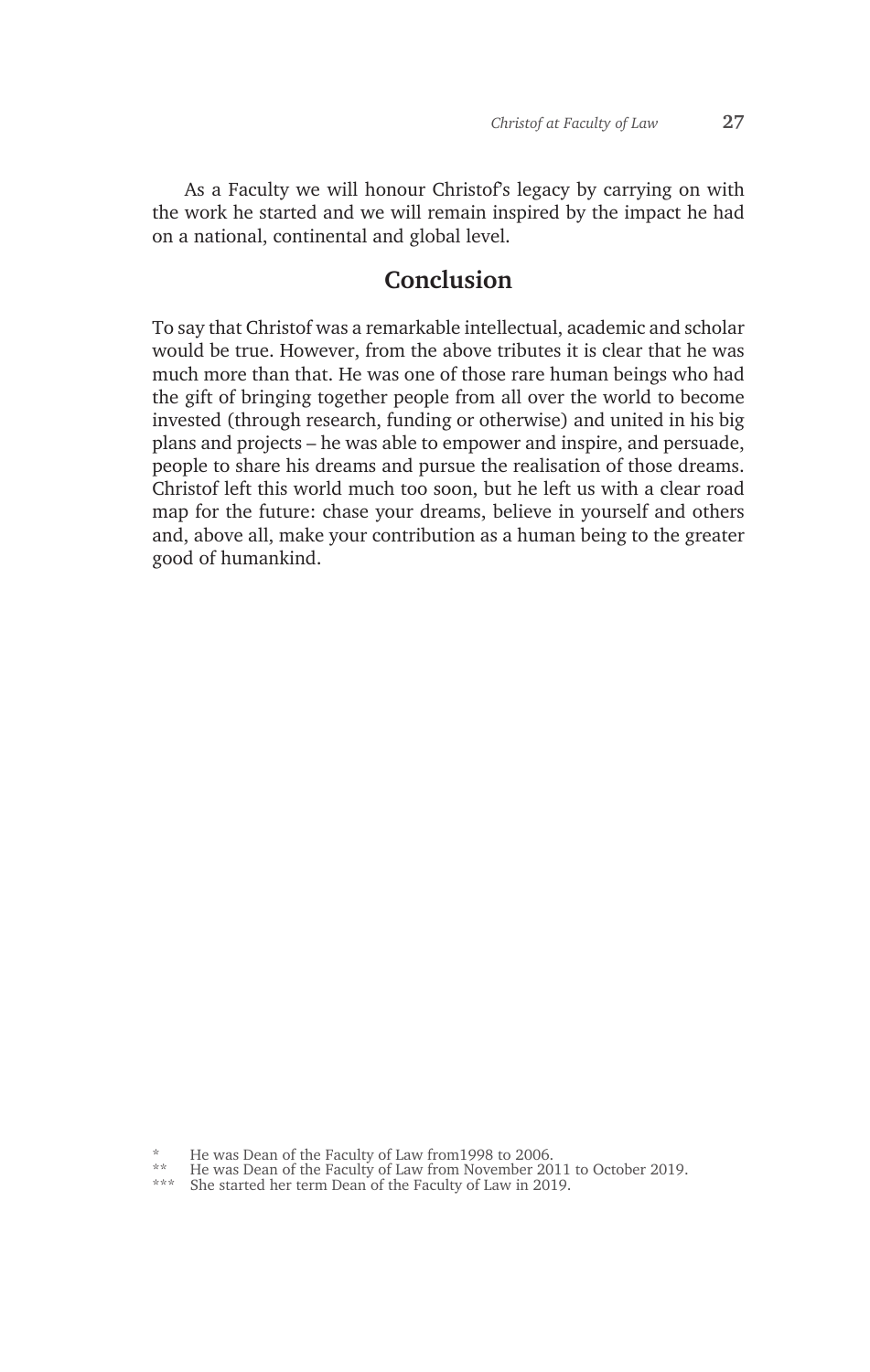As a Faculty we will honour Christof's legacy by carrying on with the work he started and we will remain inspired by the impact he had on a national, continental and global level.

## Conclusion

To say that Christof was a remarkable intellectual, academic and scholar would be true. However, from the above tributes it is clear that he was much more than that. He was one of those rare human beings who had the gift of bringing together people from all over the world to become invested (through research, funding or otherwise) and united in his big plans and projects – he was able to empower and inspire, and persuade, people to share his dreams and pursue the realisation of those dreams. Christof left this world much too soon, but he left us with a clear road map for the future: chase your dreams, believe in yourself and others and, above all, make your contribution as a human being to the greater good of humankind.

\* He was Dean of the Faculty of Law from1998 to 2006.

\*\* He was Dean of the Faculty of Law from November 2011 to October 2019.

\*\*\* She started her term Dean of the Faculty of Law in 2019.